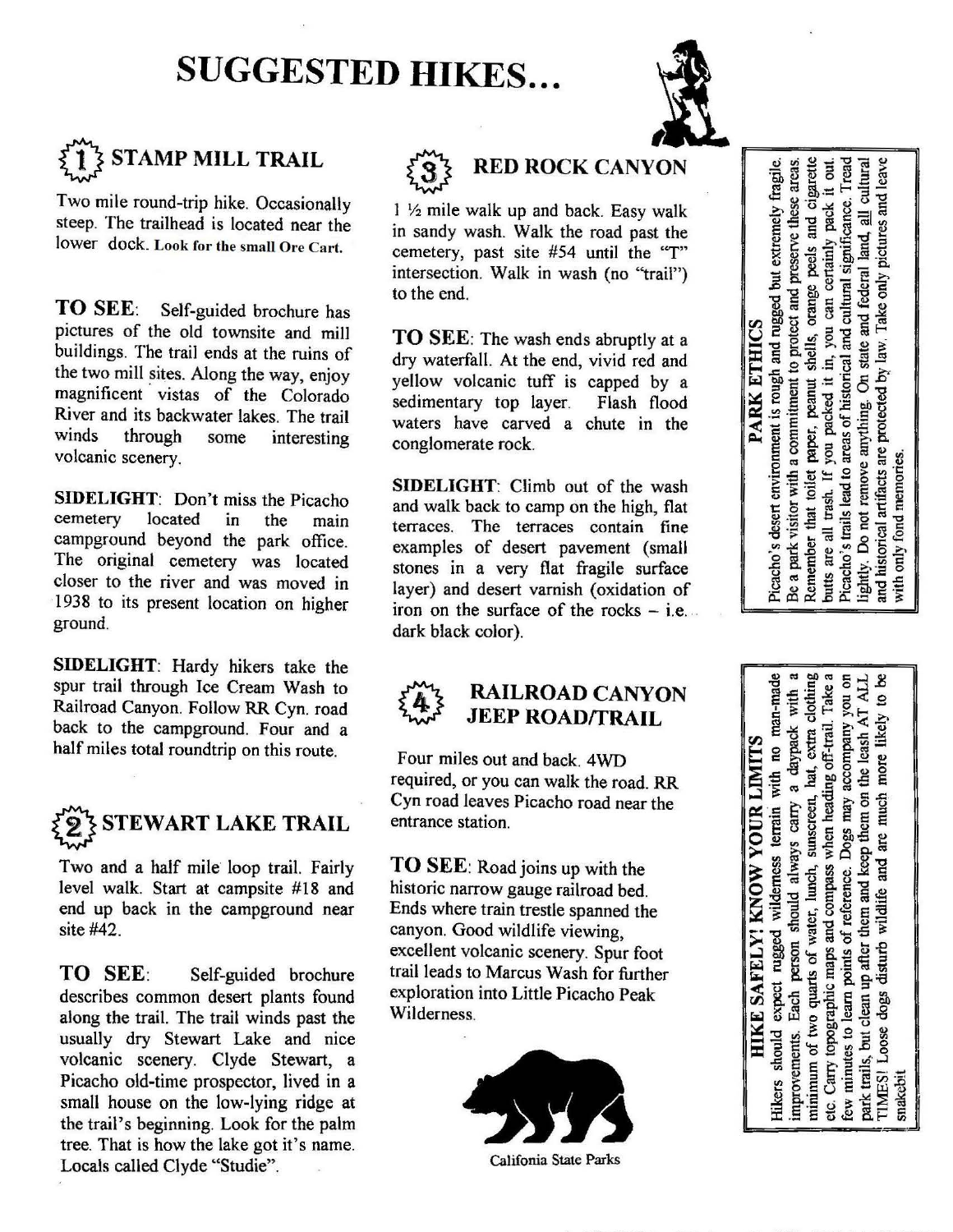# SUGGESTED HIKES...

## 1 STAMP MILL TRAIL

Two mile round-trip hike. Occasionally steep. The trailhead is located near the lower dock. Look for the small Ore Cart.

**TO SEE**: Self-guided brochure has pictures of the old townsite and mill buildings. The trail ends at the ruins of the two mill sites. Along the way, enjoy magnificent vistas of the Colorado River and its backwater lakes. The trail winds through some interesting volcanic scenery.

**SIDELIGHT**: Don't miss the Picacho cemetery located in the main campground beyond the park office. The original cemetery was located closer to the river and was moved in 1938 to its present location on higher ground.

**SIDELIGHT**: Hardy hikers take the spur trail through Ice Cream Wash to Railroad Canyon. Follow RR Cyn. road back to the campground. Four and a half miles total roundtrip on this route.

## 2 STEWART LAKE TRAIL

Two and a half mile loop trail. Fairly level walk. Start at campsite #18 and end up back in the campground near site #42.

**TO SEE**: Self-guided brochure describes common desert plants found along the trail. The trail winds past the usually dry Stewart Lake and nice volcanic scenery. Clyde Stewart, a Picacho old-time prospector, lived in a small house on the low-lying ridge at the trail's beginning. Look for the palm tree. That is how the lake got it's name. Locals called Clyde "Studie".

## 3 RED ROCK CANYON

1 ½ mile walk up and back. Easy walk in sandy wash. Walk the road past the cemetery, past site #54 until the "T" intersection. Walk in wash (no "trail") to the end.

**TO SEE**: The wash ends abruptly at a dry waterfall. At the end, vivid red and yellow volcanic tuff is capped by a sedimentary top layer. Flash flood waters have carved a chute in the conglomerate rock.

**SIDELIGHT**: Climb out of the wash and walk back to camp on the high, flat terraces. The terraces contain fine examples of desert pavement (small stones in a very flat fragile surface layer) and desert varnish (oxidation of iron on the surface of the rocks – i.e. dark black color).

## 4 RAILROAD CANYON JEEP ROAD/TRAIL

Four miles out and back. 4WD required, or you can walk the road. RR Cyn road leaves Picacho road near the entrance station.

**TO SEE**: Road joins up with the historic narrow gauge railroad bed. Ends where train trestle spanned the canyon. Good wildlife viewing, excellent volcanic scenery. Spur foot trail leads to Marcus Wash for further exploration into Little Picacho Peak Wilderness.

California State Parks

### PARK ETHICS

Picacho's desert environment is rough and rugged but extremely fragile. Be a park visitor with a commitment to protect and preserve these areas. Remember that toilet paper, peanut shells, orange peels and cigarette butts are all trash. If you packed it in, you can certainly pack it out. Picacho's trails lead to areas of historical and cultural significance. Tread lightly. Do not remove anything. On state and federal land, all cultural and historical artifacts are protected by law. Take only pictures and leave with only fond memories.

### HIKE SAFELY! KNOW YOUR LIMITS

Hikers should expect rugged wilderness terrain with no man-made improvements. Each person should always carry a daypack with a minimum of two quarts of water, lunch, sunscreen, hat, extra clothing etc. Carry topographic maps and compass when heading off-trail. Take a few minutes to learn points of reference. Dogs may accompany you on park trails, but clean up after them and keep them on the leash AT ALL TIMES! Loose dogs disturb wildlife and are much more likely to be snakebit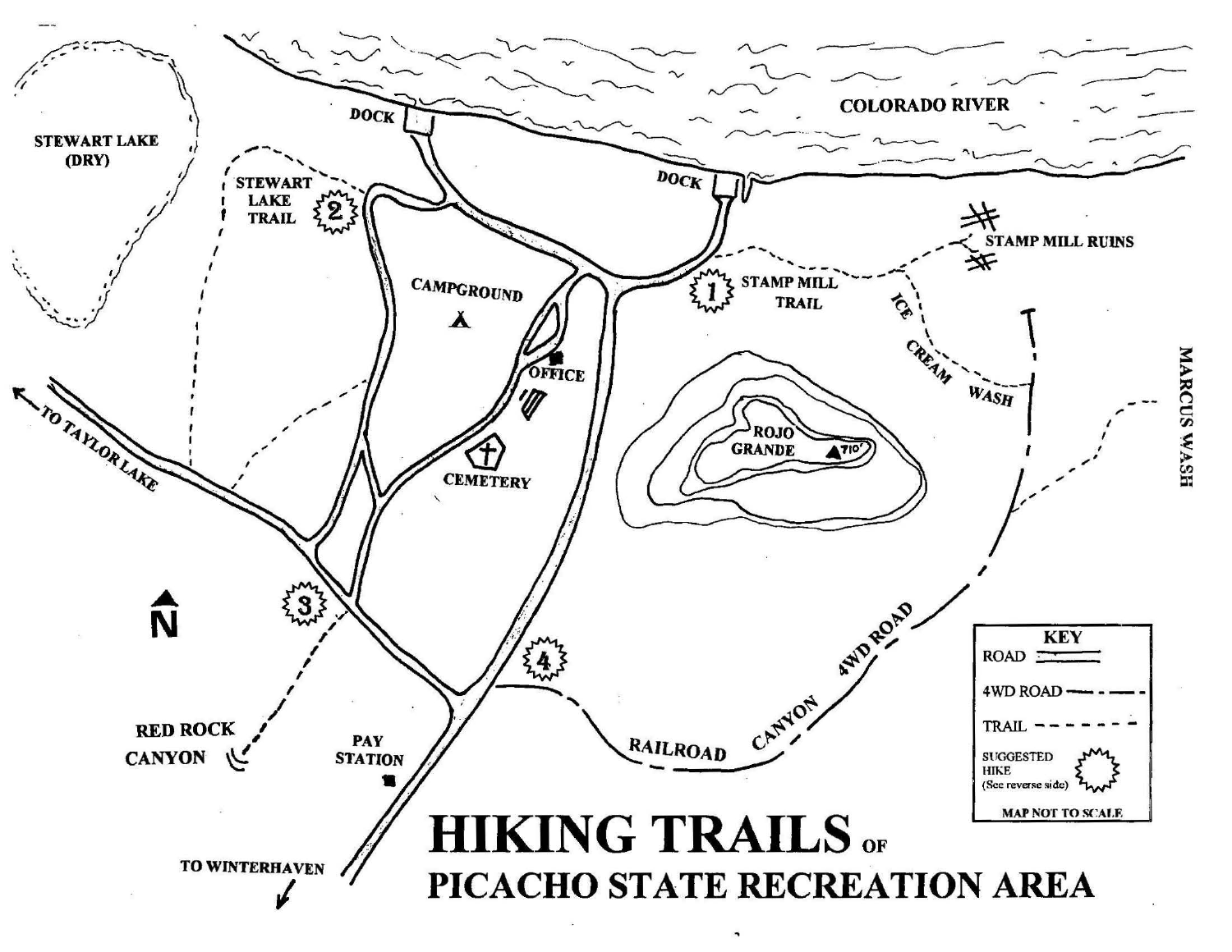# HIKING TRAILS OF PICACHO STATE RECREATION AREA

COLORADO RIVER

STEWART LAKE (DRY)

DOCK

DOCK

STEWART LAKE TRAIL

2

CAMPGROUND

1

STAMP MILL TRAIL

STAMP MILL RUINS

ICE CREAM WASH

OFFICE

CEMETERY

ROJO GRANDE

710'

MARCUS WASH

TO TAYLOR LAKE

3

N

4

RAILROAD CANYON 4WD ROAD

RED ROCK CANYON

PAY STATION

TO WINTERHAVEN

KEY

ROAD

4WD ROAD

TRAIL

SUGGESTED HIKE (See reverse side)

MAP NOT TO SCALE